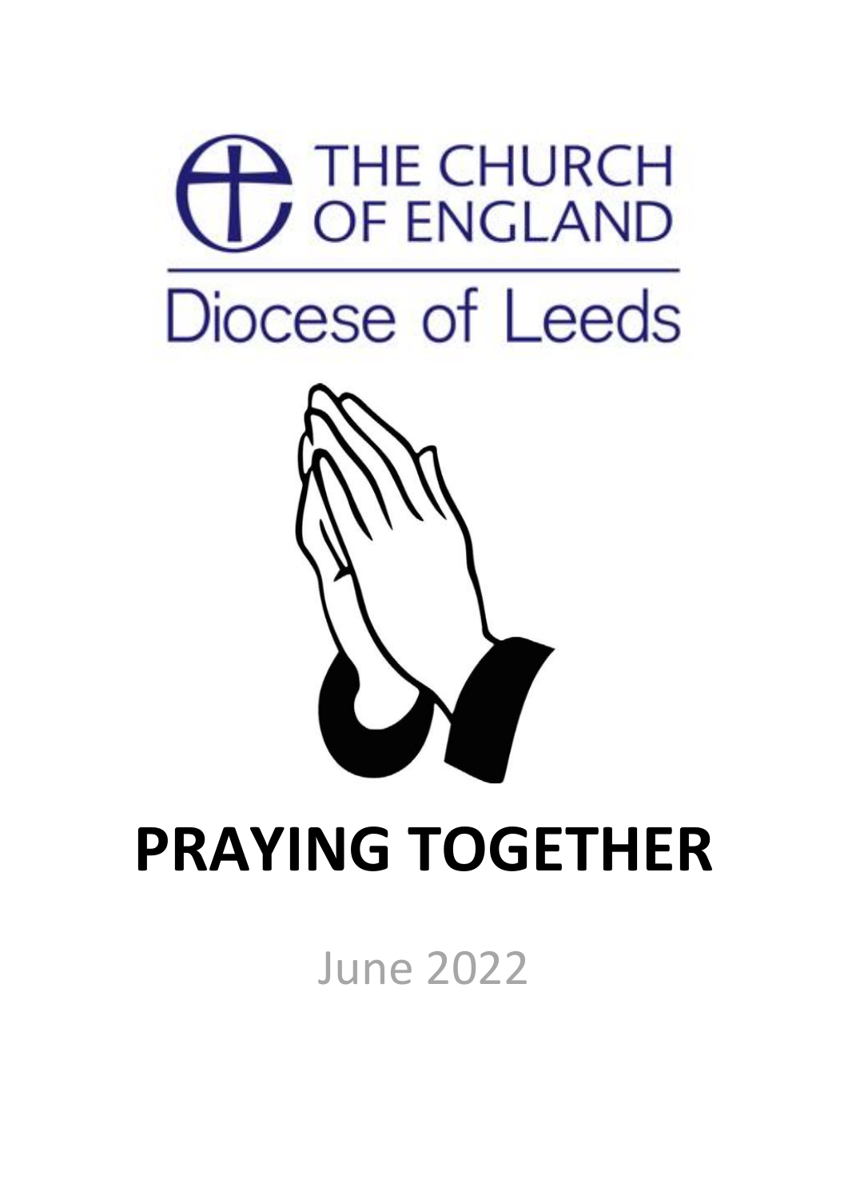THE CHURCH OF ENGLAND

Diocese of Leeds

# PRAYING TOGETHER

June 2022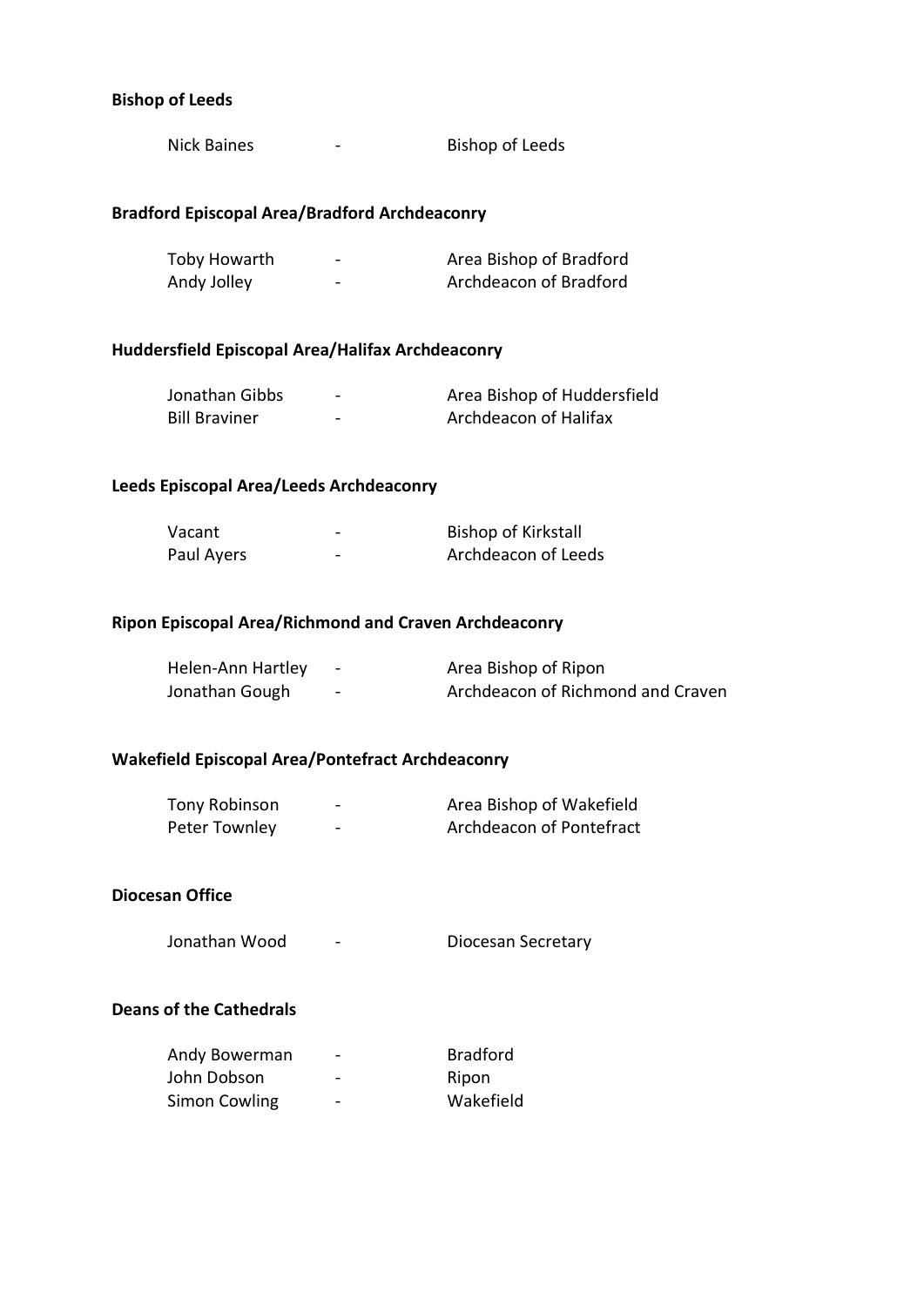**Bishop of Leeds**

| | | |
|---|---|---|
| Nick Baines | - | Bishop of Leeds |

**Bradford Episcopal Area/Bradford Archdeaconry**

| | | |
|---|---|---|
| Toby Howarth | - | Area Bishop of Bradford |
| Andy Jolley | - | Archdeacon of Bradford |

**Huddersfield Episcopal Area/Halifax Archdeaconry**

| | | |
|---|---|---|
| Jonathan Gibbs | - | Area Bishop of Huddersfield |
| Bill Braviner | - | Archdeacon of Halifax |

**Leeds Episcopal Area/Leeds Archdeaconry**

| | | |
|---|---|---|
| Vacant | - | Bishop of Kirkstall |
| Paul Ayers | - | Archdeacon of Leeds |

**Ripon Episcopal Area/Richmond and Craven Archdeaconry**

| | | |
|---|---|---|
| Helen-Ann Hartley | - | Area Bishop of Ripon |
| Jonathan Gough | - | Archdeacon of Richmond and Craven |

**Wakefield Episcopal Area/Pontefract Archdeaconry**

| | | |
|---|---|---|
| Tony Robinson | - | Area Bishop of Wakefield |
| Peter Townley | - | Archdeacon of Pontefract |

**Diocesan Office**

| | | |
|---|---|---|
| Jonathan Wood | - | Diocesan Secretary |

**Deans of the Cathedrals**

| | | |
|---|---|---|
| Andy Bowerman | - | Bradford |
| John Dobson | - | Ripon |
| Simon Cowling | - | Wakefield |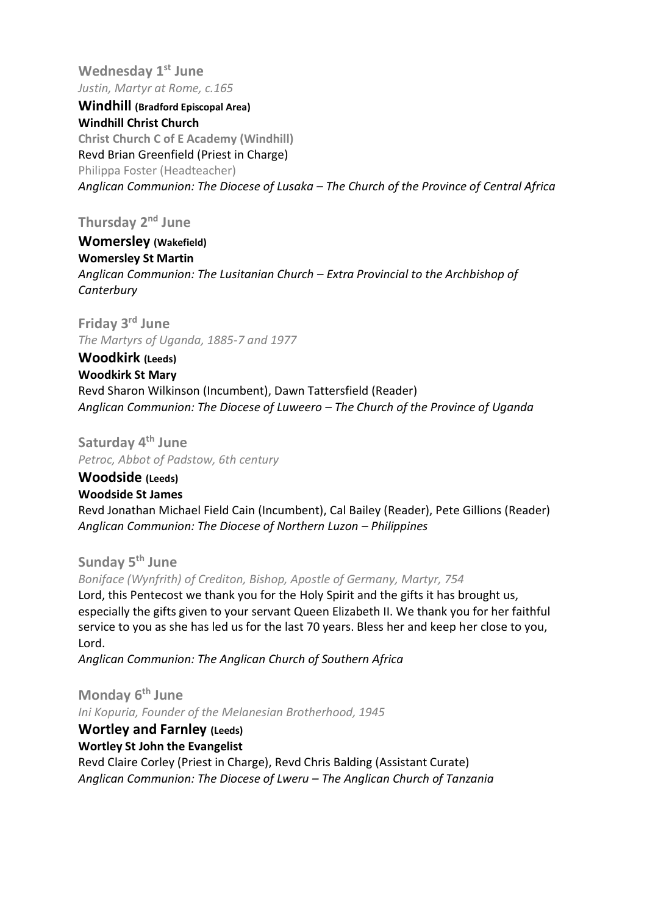## Wednesday 1st June

*Justin, Martyr at Rome, c.165*

**Windhill (Bradford Episcopal Area)**
**Windhill Christ Church**
**Christ Church C of E Academy (Windhill)**
Revd Brian Greenfield (Priest in Charge)
Philippa Foster (Headteacher)
*Anglican Communion: The Diocese of Lusaka – The Church of the Province of Central Africa*

## Thursday 2nd June

**Womersley (Wakefield)**
**Womersley St Martin**
*Anglican Communion: The Lusitanian Church – Extra Provincial to the Archbishop of Canterbury*

## Friday 3rd June

*The Martyrs of Uganda, 1885-7 and 1977*

**Woodkirk (Leeds)**
**Woodkirk St Mary**
Revd Sharon Wilkinson (Incumbent), Dawn Tattersfield (Reader)
*Anglican Communion: The Diocese of Luweero – The Church of the Province of Uganda*

## Saturday 4th June

*Petroc, Abbot of Padstow, 6th century*

**Woodside (Leeds)**
**Woodside St James**
Revd Jonathan Michael Field Cain (Incumbent), Cal Bailey (Reader), Pete Gillions (Reader)
*Anglican Communion: The Diocese of Northern Luzon – Philippines*

## Sunday 5th June

*Boniface (Wynfrith) of Crediton, Bishop, Apostle of Germany, Martyr, 754*

Lord, this Pentecost we thank you for the Holy Spirit and the gifts it has brought us, especially the gifts given to your servant Queen Elizabeth II. We thank you for her faithful service to you as she has led us for the last 70 years. Bless her and keep her close to you, Lord.
*Anglican Communion: The Anglican Church of Southern Africa*

## Monday 6th June

*Ini Kopuria, Founder of the Melanesian Brotherhood, 1945*

**Wortley and Farnley (Leeds)**
**Wortley St John the Evangelist**
Revd Claire Corley (Priest in Charge), Revd Chris Balding (Assistant Curate)
*Anglican Communion: The Diocese of Lweru – The Anglican Church of Tanzania*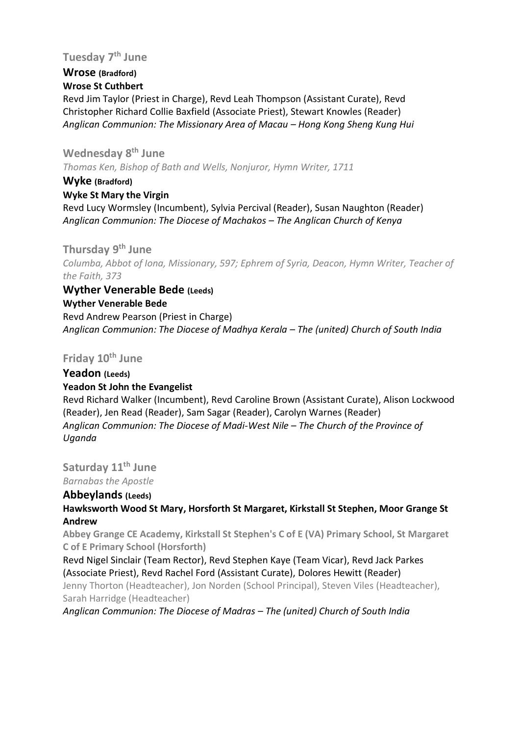### Tuesday 7th June

**Wrose (Bradford)**

**Wrose St Cuthbert**

Revd Jim Taylor (Priest in Charge), Revd Leah Thompson (Assistant Curate), Revd Christopher Richard Collie Baxfield (Associate Priest), Stewart Knowles (Reader)
*Anglican Communion: The Missionary Area of Macau – Hong Kong Sheng Kung Hui*

### Wednesday 8th June

*Thomas Ken, Bishop of Bath and Wells, Nonjuror, Hymn Writer, 1711*

**Wyke (Bradford)**

**Wyke St Mary the Virgin**

Revd Lucy Wormsley (Incumbent), Sylvia Percival (Reader), Susan Naughton (Reader)
*Anglican Communion: The Diocese of Machakos – The Anglican Church of Kenya*

### Thursday 9th June

*Columba, Abbot of Iona, Missionary, 597; Ephrem of Syria, Deacon, Hymn Writer, Teacher of the Faith, 373*

**Wyther Venerable Bede (Leeds)**

**Wyther Venerable Bede**

Revd Andrew Pearson (Priest in Charge)
*Anglican Communion: The Diocese of Madhya Kerala – The (united) Church of South India*

### Friday 10th June

**Yeadon (Leeds)**

**Yeadon St John the Evangelist**

Revd Richard Walker (Incumbent), Revd Caroline Brown (Assistant Curate), Alison Lockwood (Reader), Jen Read (Reader), Sam Sagar (Reader), Carolyn Warnes (Reader)
*Anglican Communion: The Diocese of Madi-West Nile – The Church of the Province of Uganda*

### Saturday 11th June

*Barnabas the Apostle*

**Abbeylands (Leeds)**

**Hawksworth Wood St Mary, Horsforth St Margaret, Kirkstall St Stephen, Moor Grange St Andrew**

**Abbey Grange CE Academy, Kirkstall St Stephen's C of E (VA) Primary School, St Margaret C of E Primary School (Horsforth)**

Revd Nigel Sinclair (Team Rector), Revd Stephen Kaye (Team Vicar), Revd Jack Parkes (Associate Priest), Revd Rachel Ford (Assistant Curate), Dolores Hewitt (Reader)
Jenny Thorton (Headteacher), Jon Norden (School Principal), Steven Viles (Headteacher), Sarah Harridge (Headteacher)
*Anglican Communion: The Diocese of Madras – The (united) Church of South India*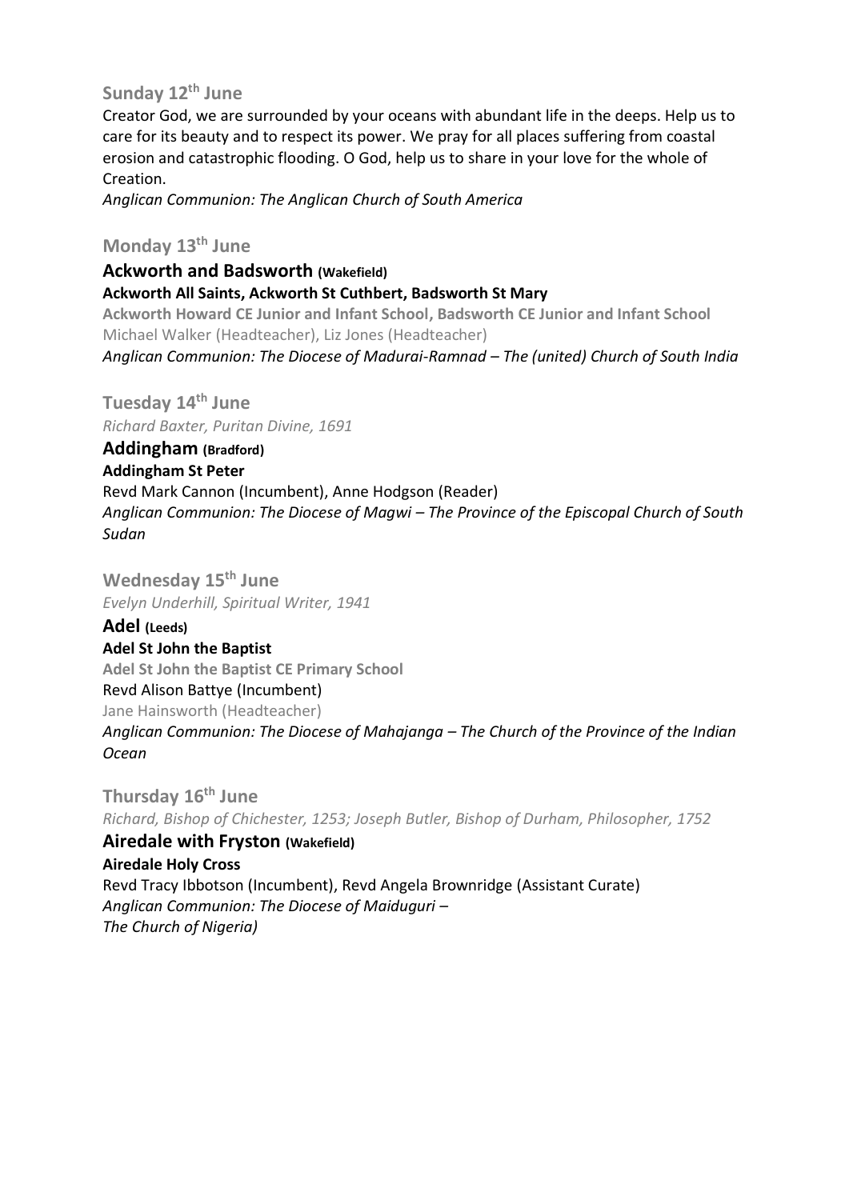## Sunday 12th June

Creator God, we are surrounded by your oceans with abundant life in the deeps. Help us to care for its beauty and to respect its power. We pray for all places suffering from coastal erosion and catastrophic flooding. O God, help us to share in your love for the whole of Creation.

*Anglican Communion: The Anglican Church of South America*

## Monday 13th June

### Ackworth and Badsworth (Wakefield)

**Ackworth All Saints, Ackworth St Cuthbert, Badsworth St Mary**

**Ackworth Howard CE Junior and Infant School, Badsworth CE Junior and Infant School**

Michael Walker (Headteacher), Liz Jones (Headteacher)

*Anglican Communion: The Diocese of Madurai-Ramnad – The (united) Church of South India*

## Tuesday 14th June

*Richard Baxter, Puritan Divine, 1691*

### Addingham (Bradford)

**Addingham St Peter**

Revd Mark Cannon (Incumbent), Anne Hodgson (Reader)

*Anglican Communion: The Diocese of Magwi – The Province of the Episcopal Church of South Sudan*

## Wednesday 15th June

*Evelyn Underhill, Spiritual Writer, 1941*

### Adel (Leeds)

**Adel St John the Baptist**

**Adel St John the Baptist CE Primary School**

Revd Alison Battye (Incumbent)

Jane Hainsworth (Headteacher)

*Anglican Communion: The Diocese of Mahajanga – The Church of the Province of the Indian Ocean*

## Thursday 16th June

*Richard, Bishop of Chichester, 1253; Joseph Butler, Bishop of Durham, Philosopher, 1752*

### Airedale with Fryston (Wakefield)

**Airedale Holy Cross**

Revd Tracy Ibbotson (Incumbent), Revd Angela Brownridge (Assistant Curate)

*Anglican Communion: The Diocese of Maiduguri – The Church of Nigeria)*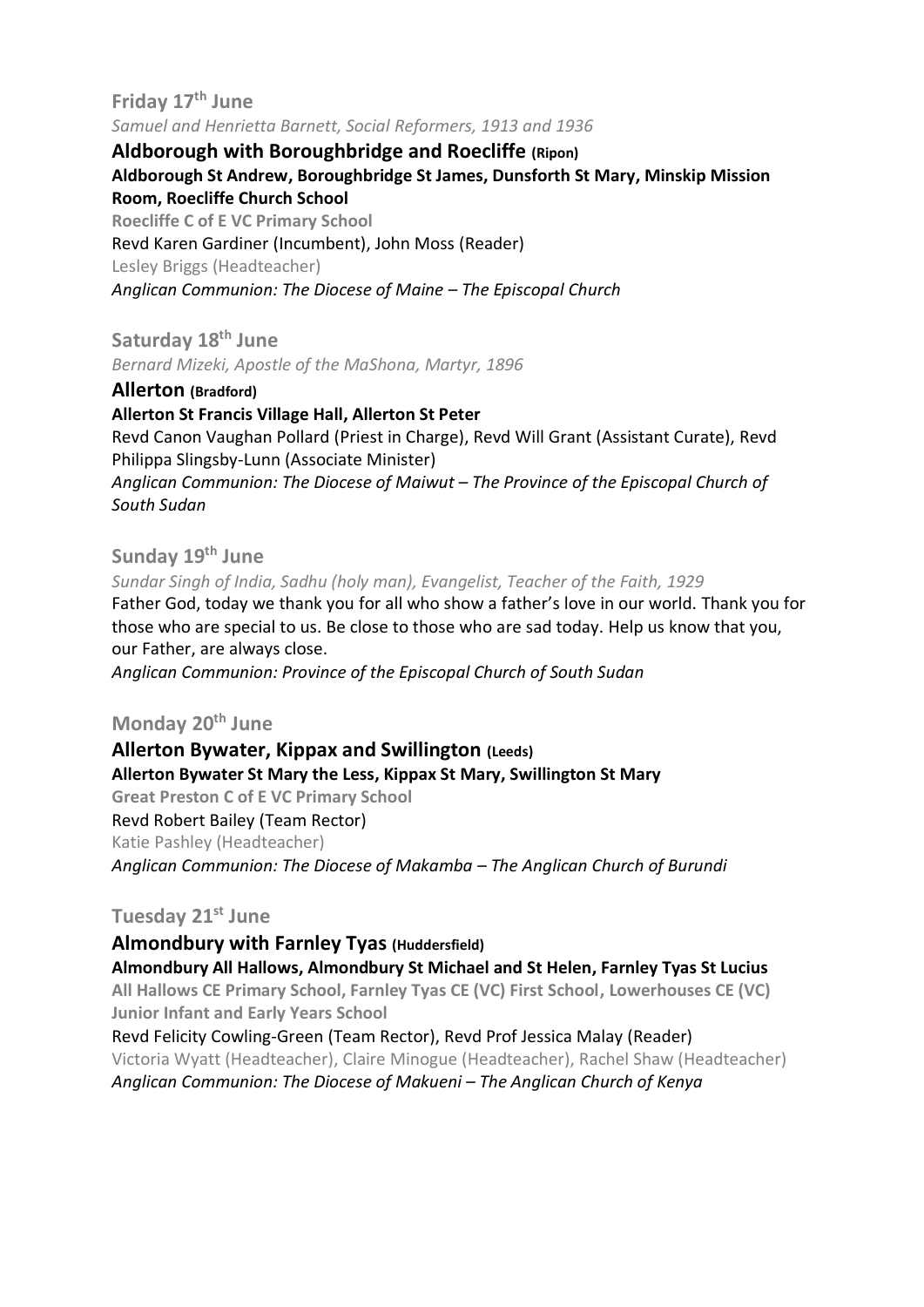## Friday 17th June

*Samuel and Henrietta Barnett, Social Reformers, 1913 and 1936*

### Aldborough with Boroughbridge and Roecliffe (Ripon)

**Aldborough St Andrew, Boroughbridge St James, Dunsforth St Mary, Minskip Mission Room, Roecliffe Church School**

**Roecliffe C of E VC Primary School**

Revd Karen Gardiner (Incumbent), John Moss (Reader)

Lesley Briggs (Headteacher)

*Anglican Communion: The Diocese of Maine – The Episcopal Church*

## Saturday 18th June

*Bernard Mizeki, Apostle of the MaShona, Martyr, 1896*

### Allerton (Bradford)

**Allerton St Francis Village Hall, Allerton St Peter**

Revd Canon Vaughan Pollard (Priest in Charge), Revd Will Grant (Assistant Curate), Revd Philippa Slingsby-Lunn (Associate Minister)

*Anglican Communion: The Diocese of Maiwut – The Province of the Episcopal Church of South Sudan*

## Sunday 19th June

*Sundar Singh of India, Sadhu (holy man), Evangelist, Teacher of the Faith, 1929*

Father God, today we thank you for all who show a father's love in our world. Thank you for those who are special to us. Be close to those who are sad today. Help us know that you, our Father, are always close.

*Anglican Communion: Province of the Episcopal Church of South Sudan*

## Monday 20th June

### Allerton Bywater, Kippax and Swillington (Leeds)

**Allerton Bywater St Mary the Less, Kippax St Mary, Swillington St Mary**

**Great Preston C of E VC Primary School**

Revd Robert Bailey (Team Rector)

Katie Pashley (Headteacher)

*Anglican Communion: The Diocese of Makamba – The Anglican Church of Burundi*

## Tuesday 21st June

### Almondbury with Farnley Tyas (Huddersfield)

**Almondbury All Hallows, Almondbury St Michael and St Helen, Farnley Tyas St Lucius**

**All Hallows CE Primary School, Farnley Tyas CE (VC) First School, Lowerhouses CE (VC) Junior Infant and Early Years School**

Revd Felicity Cowling-Green (Team Rector), Revd Prof Jessica Malay (Reader)

Victoria Wyatt (Headteacher), Claire Minogue (Headteacher), Rachel Shaw (Headteacher)

*Anglican Communion: The Diocese of Makueni – The Anglican Church of Kenya*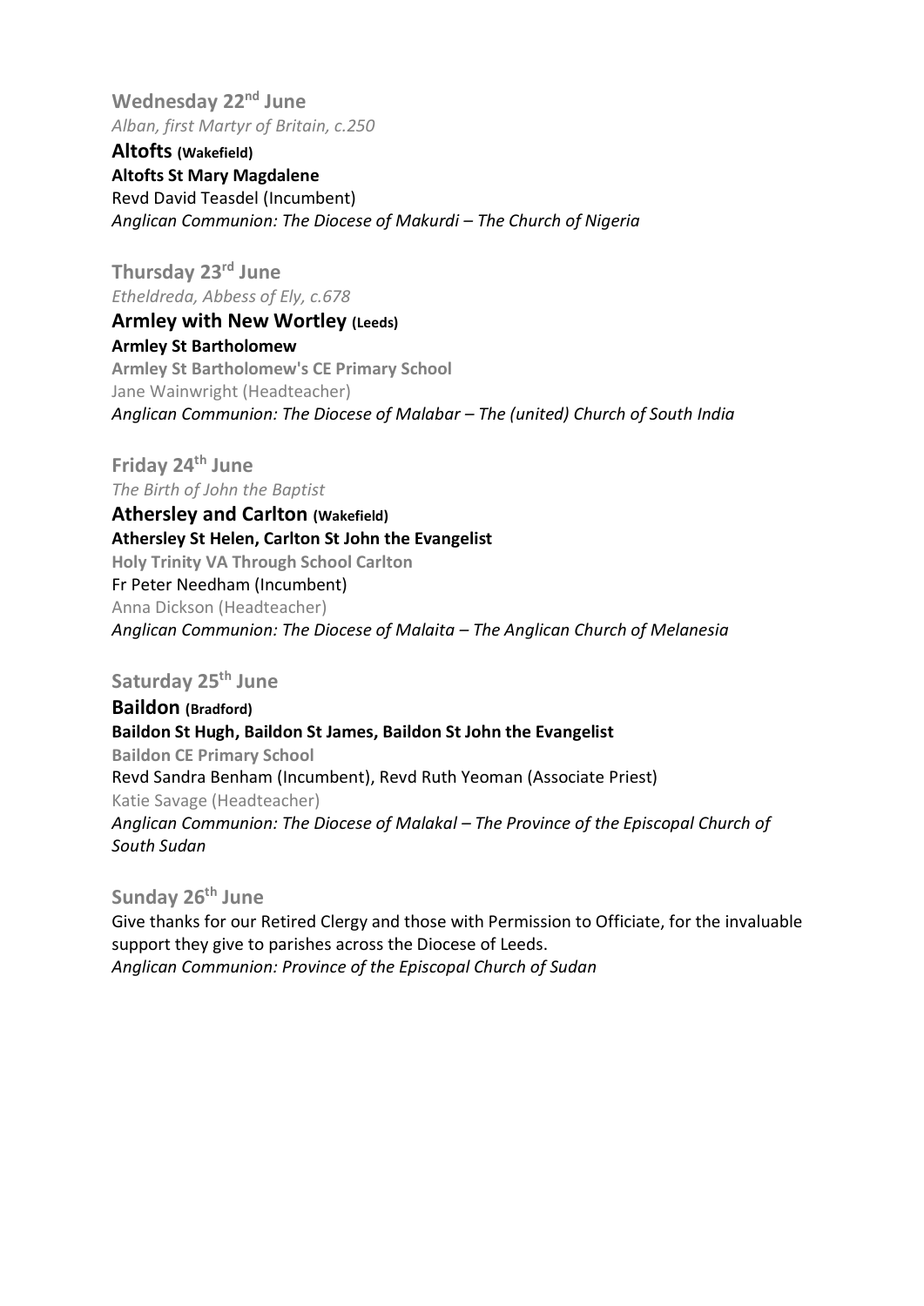### Wednesday 22nd June

*Alban, first Martyr of Britain, c.250*

**Altofts (Wakefield)**
**Altofts St Mary Magdalene**
Revd David Teasdel (Incumbent)
*Anglican Communion: The Diocese of Makurdi – The Church of Nigeria*

### Thursday 23rd June

*Etheldreda, Abbess of Ely, c.678*

**Armley with New Wortley (Leeds)**
**Armley St Bartholomew**
**Armley St Bartholomew's CE Primary School**
Jane Wainwright (Headteacher)
*Anglican Communion: The Diocese of Malabar – The (united) Church of South India*

### Friday 24th June

*The Birth of John the Baptist*

**Athersley and Carlton (Wakefield)**
**Athersley St Helen, Carlton St John the Evangelist**
**Holy Trinity VA Through School Carlton**
Fr Peter Needham (Incumbent)
Anna Dickson (Headteacher)
*Anglican Communion: The Diocese of Malaita – The Anglican Church of Melanesia*

### Saturday 25th June

**Baildon (Bradford)**
**Baildon St Hugh, Baildon St James, Baildon St John the Evangelist**
**Baildon CE Primary School**
Revd Sandra Benham (Incumbent), Revd Ruth Yeoman (Associate Priest)
Katie Savage (Headteacher)
*Anglican Communion: The Diocese of Malakal – The Province of the Episcopal Church of South Sudan*

### Sunday 26th June

Give thanks for our Retired Clergy and those with Permission to Officiate, for the invaluable support they give to parishes across the Diocese of Leeds.
*Anglican Communion: Province of the Episcopal Church of Sudan*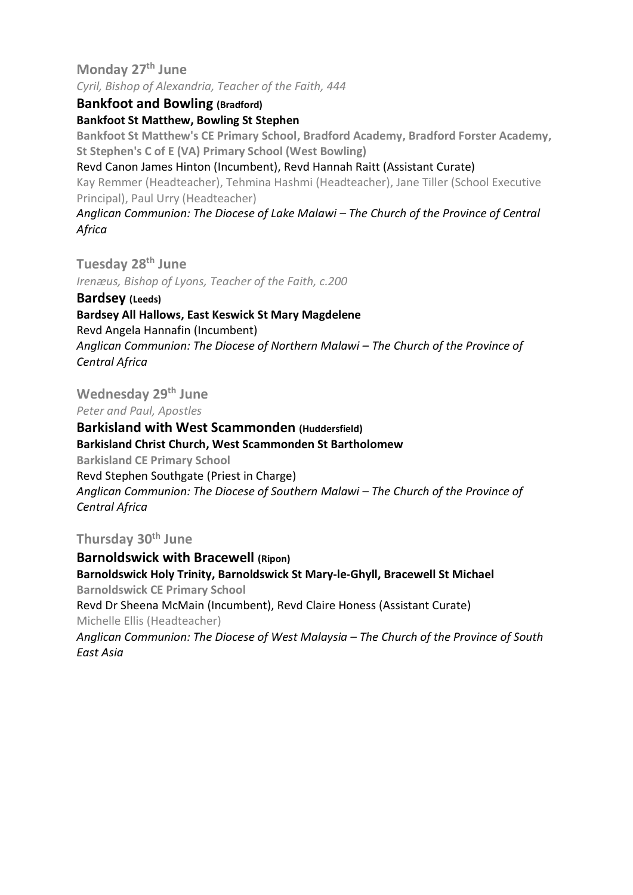## Monday 27th June

*Cyril, Bishop of Alexandria, Teacher of the Faith, 444*

### Bankfoot and Bowling (Bradford)

**Bankfoot St Matthew, Bowling St Stephen**

**Bankfoot St Matthew's CE Primary School, Bradford Academy, Bradford Forster Academy, St Stephen's C of E (VA) Primary School (West Bowling)**

Revd Canon James Hinton (Incumbent), Revd Hannah Raitt (Assistant Curate)

Kay Remmer (Headteacher), Tehmina Hashmi (Headteacher), Jane Tiller (School Executive Principal), Paul Urry (Headteacher)

*Anglican Communion: The Diocese of Lake Malawi – The Church of the Province of Central Africa*

## Tuesday 28th June

*Irenæus, Bishop of Lyons, Teacher of the Faith, c.200*

### Bardsey (Leeds)

**Bardsey All Hallows, East Keswick St Mary Magdelene**

Revd Angela Hannafin (Incumbent)

*Anglican Communion: The Diocese of Northern Malawi – The Church of the Province of Central Africa*

## Wednesday 29th June

*Peter and Paul, Apostles*

### Barkisland with West Scammonden (Huddersfield)

**Barkisland Christ Church, West Scammonden St Bartholomew**

**Barkisland CE Primary School**

Revd Stephen Southgate (Priest in Charge)

*Anglican Communion: The Diocese of Southern Malawi – The Church of the Province of Central Africa*

## Thursday 30th June

### Barnoldswick with Bracewell (Ripon)

**Barnoldswick Holy Trinity, Barnoldswick St Mary-le-Ghyll, Bracewell St Michael**

**Barnoldswick CE Primary School**

Revd Dr Sheena McMain (Incumbent), Revd Claire Honess (Assistant Curate)

Michelle Ellis (Headteacher)

*Anglican Communion: The Diocese of West Malaysia – The Church of the Province of South East Asia*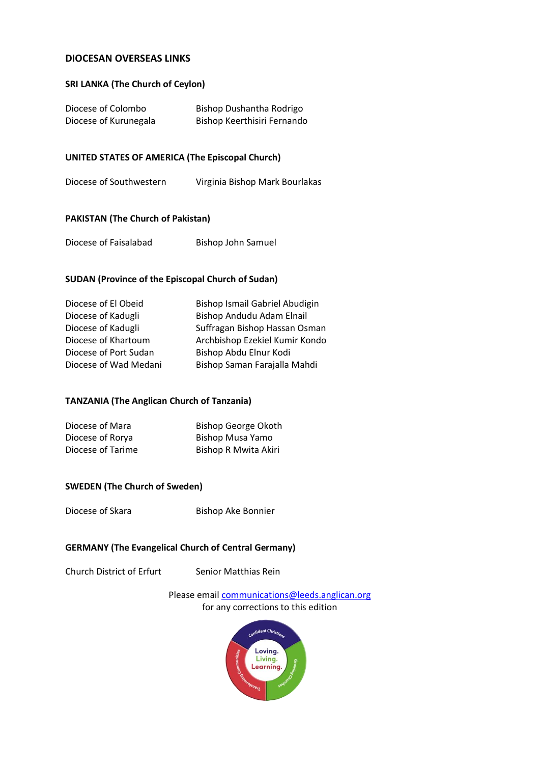## DIOCESAN OVERSEAS LINKS

### SRI LANKA (The Church of Ceylon)

| | |
|---|---|
| Diocese of Colombo | Bishop Dushantha Rodrigo |
| Diocese of Kurunegala | Bishop Keerthisiri Fernando |

### UNITED STATES OF AMERICA (The Episcopal Church)

| | |
|---|---|
| Diocese of Southwestern | Virginia Bishop Mark Bourlakas |

### PAKISTAN (The Church of Pakistan)

| | |
|---|---|
| Diocese of Faisalabad | Bishop John Samuel |

### SUDAN (Province of the Episcopal Church of Sudan)

| | |
|---|---|
| Diocese of El Obeid | Bishop Ismail Gabriel Abudigin |
| Diocese of Kadugli | Bishop Andudu Adam Elnail |
| Diocese of Kadugli | Suffragan Bishop Hassan Osman |
| Diocese of Khartoum | Archbishop Ezekiel Kumir Kondo |
| Diocese of Port Sudan | Bishop Abdu Elnur Kodi |
| Diocese of Wad Medani | Bishop Saman Farajalla Mahdi |

### TANZANIA (The Anglican Church of Tanzania)

| | |
|---|---|
| Diocese of Mara | Bishop George Okoth |
| Diocese of Rorya | Bishop Musa Yamo |
| Diocese of Tarime | Bishop R Mwita Akiri |

### SWEDEN (The Church of Sweden)

| | |
|---|---|
| Diocese of Skara | Bishop Ake Bonnier |

### GERMANY (The Evangelical Church of Central Germany)

| | |
|---|---|
| Church District of Erfurt | Senior Matthias Rein |

Please email communications@leeds.anglican.org
for any corrections to this edition

Confident Christians
Loving. Living. Learning.
Growing Churches
Transforming Communities